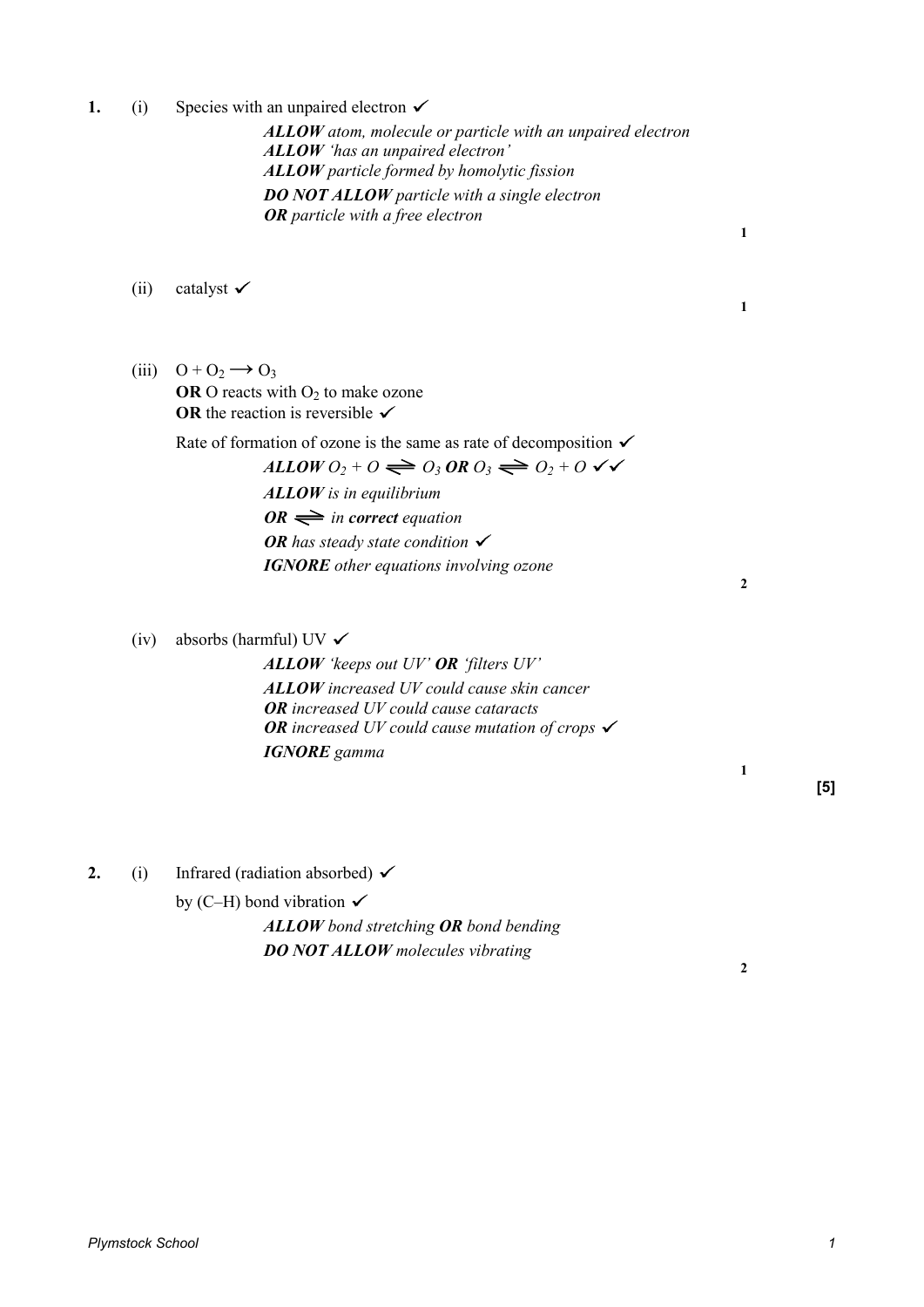**1.** (i) Species with an unpaired electron ✓

*ALLOW atom, molecule or particle with an unpaired electron*
*ALLOW 'has an unpaired electron'*
*ALLOW particle formed by homolytic fission*
***DO NOT ALLOW** particle with a single electron*
***OR** particle with a free electron*

**1**

(ii) catalyst ✓

**1**

(iii) $O + O_2 \longrightarrow O_3$
**OR** O reacts with $O_2$ to make ozone
**OR** the reaction is reversible ✓

Rate of formation of ozone is the same as rate of decomposition ✓

***ALLOW*** $O_2 + O \rightleftharpoons O_3$ ***OR*** $O_3 \rightleftharpoons O_2 + O$ ✓✓
***ALLOW** is in equilibrium*
***OR*** $\rightleftharpoons$ *in **correct** equation*
***OR** has steady state condition* ✓
***IGNORE** other equations involving ozone*

**2**

(iv) absorbs (harmful) UV ✓

***ALLOW** 'keeps out UV' **OR** 'filters UV'*
***ALLOW** increased UV could cause skin cancer*
***OR** increased UV could cause cataracts*
***OR** increased UV could cause mutation of crops* ✓
***IGNORE** gamma*

**1**

**[5]**

**2.** (i) Infrared (radiation absorbed) ✓

by (C–H) bond vibration ✓

***ALLOW** bond stretching **OR** bond bending*
***DO NOT ALLOW** molecules vibrating*

**2**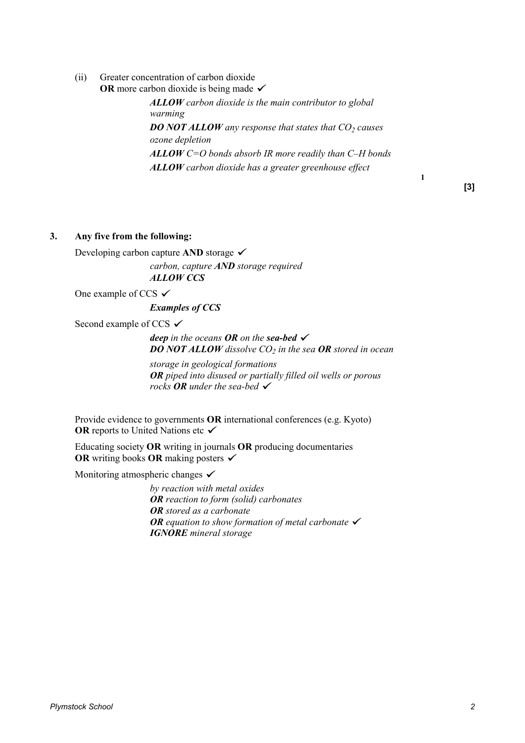(ii) Greater concentration of carbon dioxide
**OR** more carbon dioxide is being made ✓

*__ALLOW__ carbon dioxide is the main contributor to global warming*
*__DO NOT ALLOW__ any response that states that $CO_2$ causes ozone depletion*
*__ALLOW__ C=O bonds absorb IR more readily than C–H bonds*
*__ALLOW__ carbon dioxide has a greater greenhouse effect*

1

**[3]**

**3. Any five from the following:**

Developing carbon capture **AND** storage ✓

*carbon, capture __AND__ storage required*
*__ALLOW CCS__*

One example of CCS ✓

*__Examples of CCS__*

Second example of CCS ✓

*__deep__ in the oceans __OR__ on the __sea-bed__* ✓
*__DO NOT ALLOW__ dissolve $CO_2$ in the sea __OR__ stored in ocean*

*storage in geological formations*
*__OR__ piped into disused or partially filled oil wells or porous rocks __OR__ under the sea-bed* ✓

Provide evidence to governments **OR** international conferences (e.g. Kyoto) **OR** reports to United Nations etc ✓

Educating society **OR** writing in journals **OR** producing documentaries **OR** writing books **OR** making posters ✓

Monitoring atmospheric changes ✓

*by reaction with metal oxides*
*__OR__ reaction to form (solid) carbonates*
*__OR__ stored as a carbonate*
*__OR__ equation to show formation of metal carbonate* ✓
*__IGNORE__ mineral storage*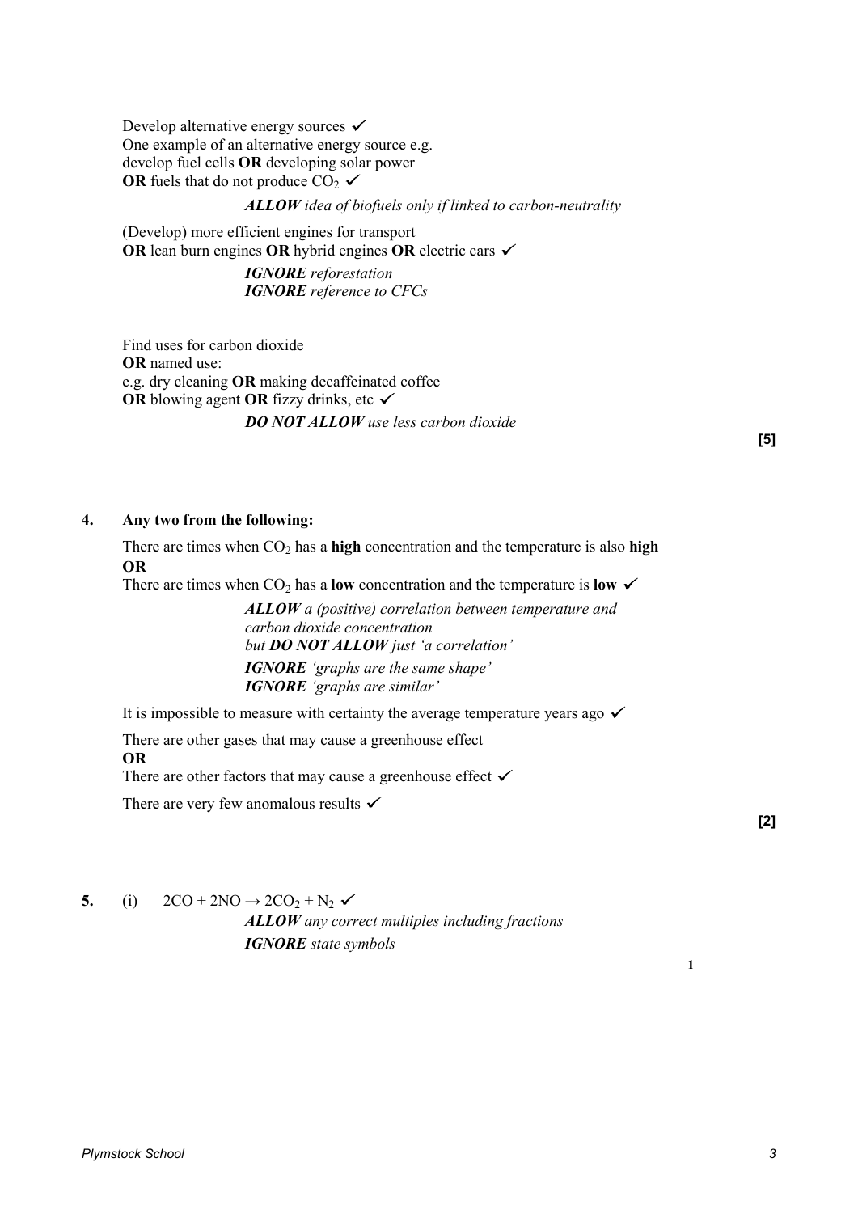Develop alternative energy sources ✓
One example of an alternative energy source e.g. develop fuel cells **OR** developing solar power
**OR** fuels that do not produce $CO_2$ ✓

*__ALLOW__ idea of biofuels only if linked to carbon-neutrality*

(Develop) more efficient engines for transport
**OR** lean burn engines **OR** hybrid engines **OR** electric cars ✓

*__IGNORE__ reforestation*
*__IGNORE__ reference to CFCs*

Find uses for carbon dioxide
**OR** named use:
e.g. dry cleaning **OR** making decaffeinated coffee
**OR** blowing agent **OR** fizzy drinks, etc ✓

*__DO NOT ALLOW__ use less carbon dioxide*

**[5]**

**4. Any two from the following:**

There are times when $CO_2$ has a **high** concentration and the temperature is also **high**
**OR**
There are times when $CO_2$ has a **low** concentration and the temperature is **low** ✓

*__ALLOW__ a (positive) correlation between temperature and carbon dioxide concentration*
*but __DO NOT ALLOW__ just 'a correlation'*
*__IGNORE__ 'graphs are the same shape'*
*__IGNORE__ 'graphs are similar'*

It is impossible to measure with certainty the average temperature years ago ✓

There are other gases that may cause a greenhouse effect
**OR**
There are other factors that may cause a greenhouse effect ✓

There are very few anomalous results ✓

**[2]**

**5.** (i) $2CO + 2NO \rightarrow 2CO_2 + N_2$ ✓

*__ALLOW__ any correct multiples including fractions*
*__IGNORE__ state symbols*

1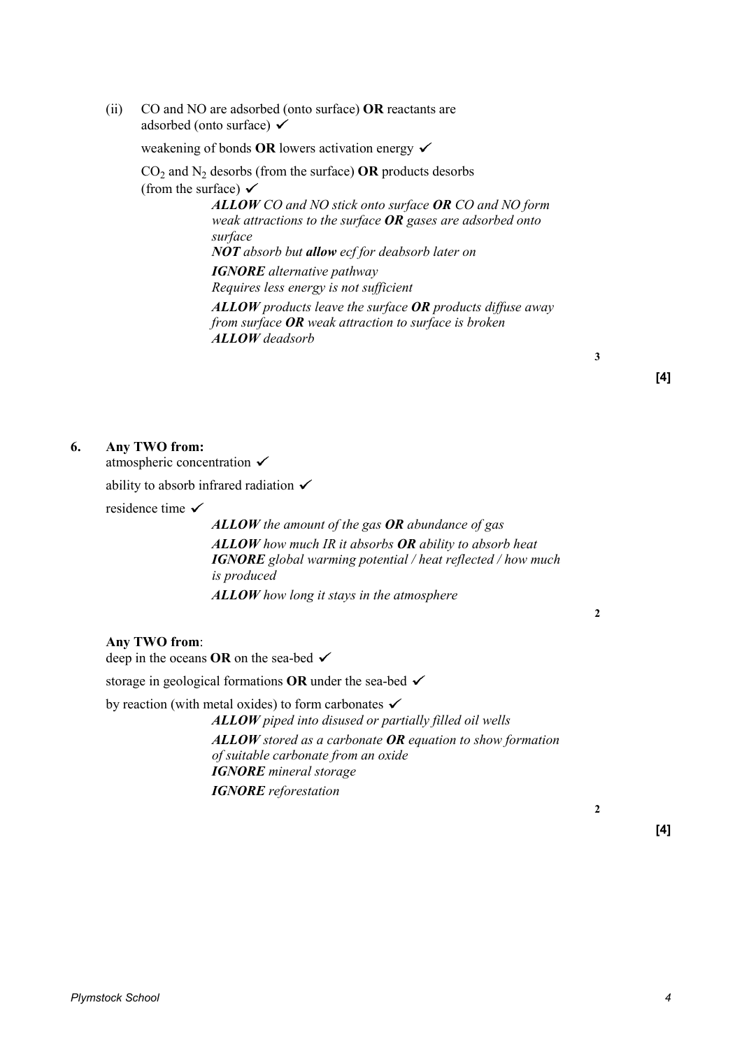(ii) CO and NO are adsorbed (onto surface) **OR** reactants are adsorbed (onto surface) ✓

weakening of bonds **OR** lowers activation energy ✓

$CO_2$ and $N_2$ desorbs (from the surface) **OR** products desorbs (from the surface) ✓

> ***ALLOW*** *CO and NO stick onto surface* ***OR*** *CO and NO form weak attractions to the surface* ***OR*** *gases are adsorbed onto surface*
>
> ***NOT*** *absorb but* ***allow*** *ecf for deabsorb later on*
>
> ***IGNORE*** *alternative pathway*
> *Requires less energy is not sufficient*
>
> ***ALLOW*** *products leave the surface* ***OR*** *products diffuse away from surface* ***OR*** *weak attraction to surface is broken*
> ***ALLOW*** *deadsorb*

**3**

**[4]**

**6.** **Any TWO from:**

atmospheric concentration ✓

ability to absorb infrared radiation ✓

residence time ✓

> ***ALLOW*** *the amount of the gas* ***OR*** *abundance of gas*
>
> ***ALLOW*** *how much IR it absorbs* ***OR*** *ability to absorb heat*
> ***IGNORE*** *global warming potential / heat reflected / how much is produced*
>
> ***ALLOW*** *how long it stays in the atmosphere*

**2**

**Any TWO from**:

deep in the oceans **OR** on the sea-bed ✓

storage in geological formations **OR** under the sea-bed ✓

by reaction (with metal oxides) to form carbonates ✓

> ***ALLOW*** *piped into disused or partially filled oil wells*
>
> ***ALLOW*** *stored as a carbonate* ***OR*** *equation to show formation of suitable carbonate from an oxide*
> ***IGNORE*** *mineral storage*
>
> ***IGNORE*** *reforestation*

**2**

**[4]**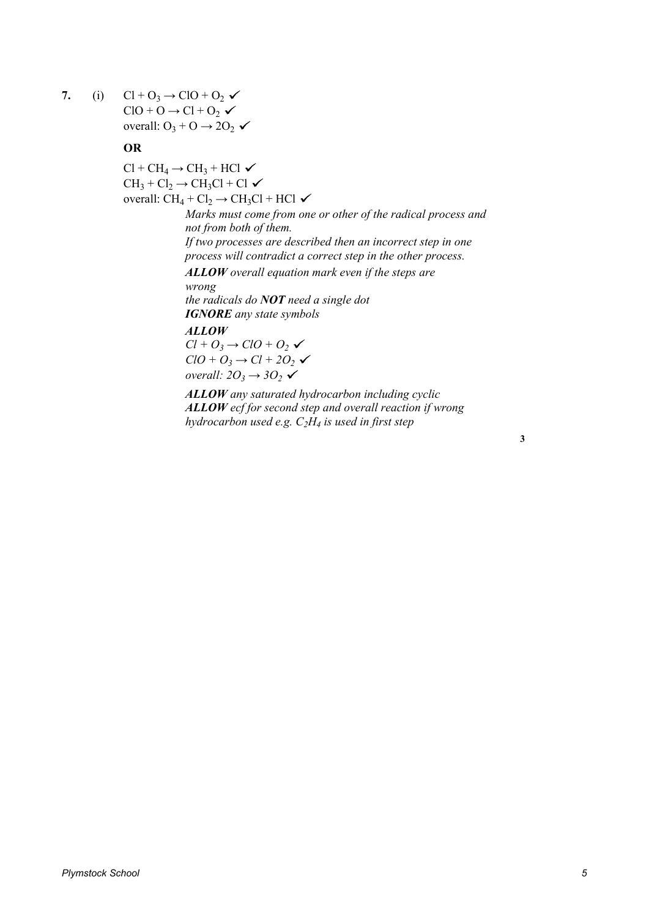**7.** (i) $Cl + O_3 \rightarrow ClO + O_2$ ✓
$ClO + O \rightarrow Cl + O_2$ ✓
overall: $O_3 + O \rightarrow 2O_2$ ✓

**OR**

$Cl + CH_4 \rightarrow CH_3 + HCl$ ✓
$CH_3 + Cl_2 \rightarrow CH_3Cl + Cl$ ✓
overall: $CH_4 + Cl_2 \rightarrow CH_3Cl + HCl$ ✓

*Marks must come from one or other of the radical process and not from both of them.*
*If two processes are described then an incorrect step in one process will contradict a correct step in the other process.*
***ALLOW*** *overall equation mark even if the steps are wrong*
*the radicals do **NOT** need a single dot*
***IGNORE*** *any state symbols*
***ALLOW***
$Cl + O_3 \rightarrow ClO + O_2$ ✓
$ClO + O_3 \rightarrow Cl + 2O_2$ ✓
*overall:* $2O_3 \rightarrow 3O_2$ ✓
***ALLOW*** *any saturated hydrocarbon including cyclic*
***ALLOW*** *ecf for second step and overall reaction if wrong hydrocarbon used e.g.* $C_2H_4$ *is used in first step*

**3**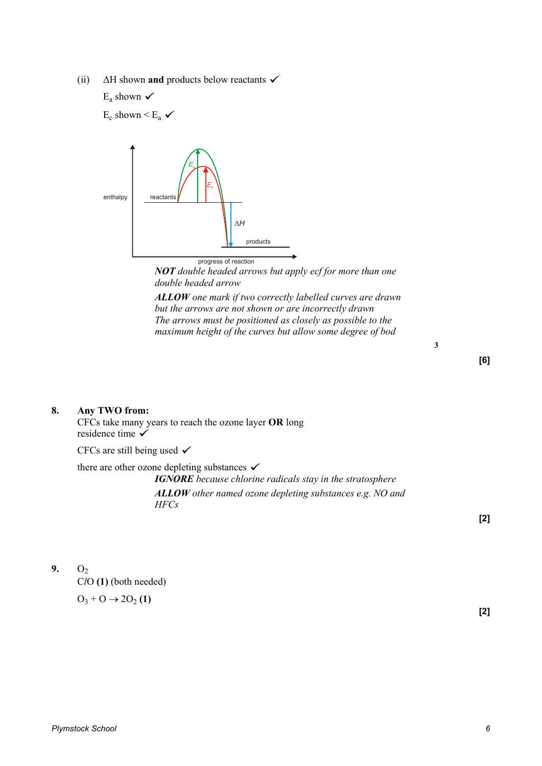(ii) ΔH shown **and** products below reactants ✓

$E_a$ shown ✓

$E_c$ shown < $E_a$ ✓

*NOT double headed arrows but apply ecf for more than one double headed arrow*

*ALLOW one mark if two correctly labelled curves are drawn but the arrows are not shown or are incorrectly drawn*
*The arrows must be positioned as closely as possible to the maximum height of the curves but allow some degree of bod*

3

**[6]**

**8.** **Any TWO from:**

CFCs take many years to reach the ozone layer **OR** long residence time ✓

CFCs are still being used ✓

there are other ozone depleting substances ✓

*IGNORE because chlorine radicals stay in the stratosphere*

*ALLOW other named ozone depleting substances e.g. NO and HFCs*

**[2]**

**9.** $O_2$
$ClO$ **(1)** (both needed)

$O_3 + O \rightarrow 2O_2$ **(1)**

**[2]**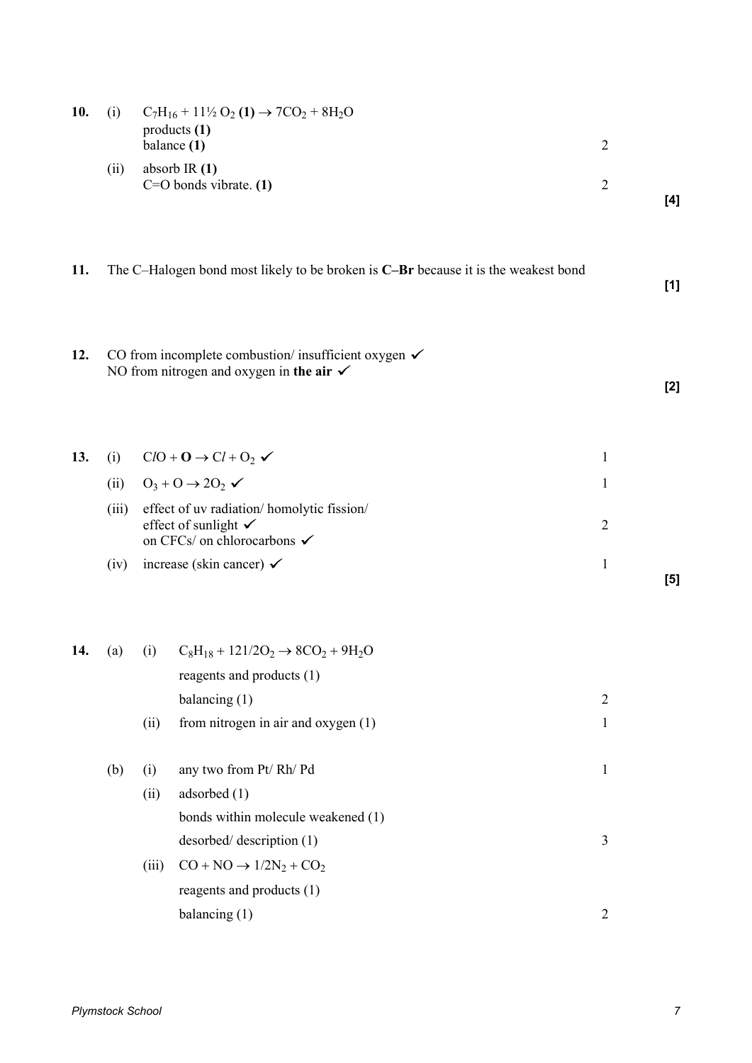**10.** (i) $C_7H_{16} + 11\frac{1}{2}\ O_2$ **(1)** $\rightarrow 7CO_2 + 8H_2O$
products **(1)**
balance **(1)** — 2

(ii) absorb IR **(1)**
C=O bonds vibrate. **(1)** — 2

**[4]**

**11.** The C–Halogen bond most likely to be broken is **C–Br** because it is the weakest bond

**[1]**

**12.** CO from incomplete combustion/ insufficient oxygen ✓
NO from nitrogen and oxygen in **the air** ✓

**[2]**

**13.** (i) $ClO +$ **O** $\rightarrow Cl + O_2$ ✓ — 1

(ii) $O_3 + O \rightarrow 2O_2$ ✓ — 1

(iii) effect of uv radiation/ homolytic fission/
effect of sunlight ✓
on CFCs/ on chlorocarbons ✓ — 2

(iv) increase (skin cancer) ✓ — 1

**[5]**

**14.** (a) (i) $C_8H_{18} + 121/2O_2 \rightarrow 8CO_2 + 9H_2O$
reagents and products (1)
balancing (1) — 2

(ii) from nitrogen in air and oxygen (1) — 1

(b) (i) any two from Pt/ Rh/ Pd — 1

(ii) adsorbed (1)
bonds within molecule weakened (1)
desorbed/ description (1) — 3

(iii) $CO + NO \rightarrow 1/2N_2 + CO_2$
reagents and products (1)
balancing (1) — 2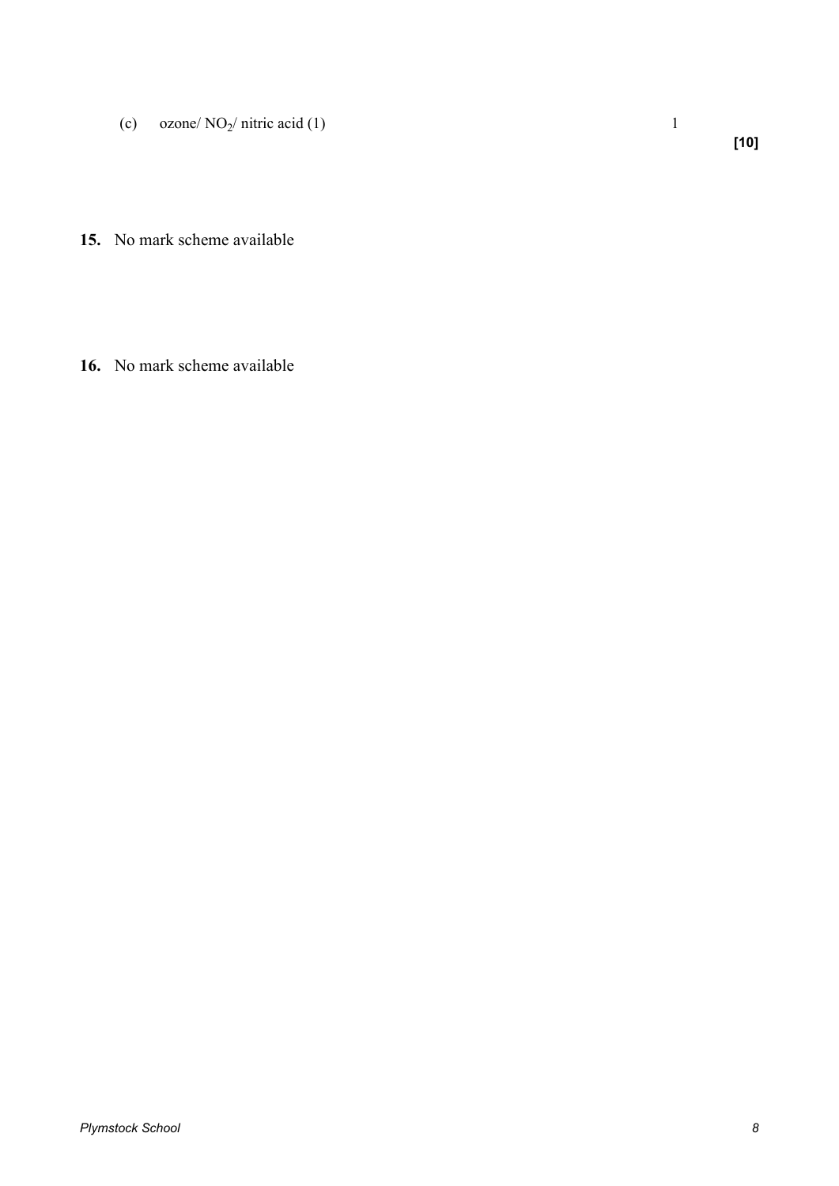(c) ozone/ $NO_2$/ nitric acid (1) 1

**[10]**

**15.** No mark scheme available

**16.** No mark scheme available